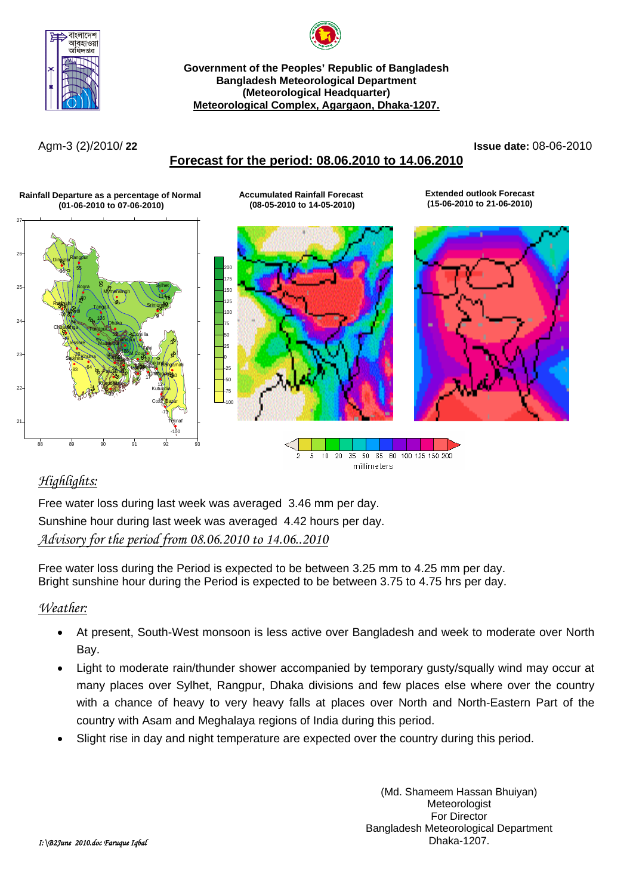**Government of the Peoples' Republic of Bangladesh**
**Bangladesh Meteorological Department**
**(Meteorological Headquarter)**
**Meteorological Complex, Agargaon, Dhaka-1207.**

Agm-3 (2)/2010/ **22**

**Issue date:** 08-06-2010

## Forecast for the period: 08.06.2010 to 14.06.2010

**Rainfall Departure as a percentage of Normal (01-06-2010 to 07-06-2010)**

**Accumulated Rainfall Forecast (08-05-2010 to 14-05-2010)**

**Extended outlook Forecast (15-06-2010 to 21-06-2010)**

### *Highlights:*

Free water loss during last week was averaged 3.46 mm per day.
Sunshine hour during last week was averaged 4.42 hours per day.

*Advisory for the period from 08.06.2010 to 14.06..2010*

Free water loss during the Period is expected to be between 3.25 mm to 4.25 mm per day.
Bright sunshine hour during the Period is expected to be between 3.75 to 4.75 hrs per day.

### *Weather:*

- At present, South-West monsoon is less active over Bangladesh and week to moderate over North Bay.
- Light to moderate rain/thunder shower accompanied by temporary gusty/squally wind may occur at many places over Sylhet, Rangpur, Dhaka divisions and few places else where over the country with a chance of heavy to very heavy falls at places over North and North-Eastern Part of the country with Asam and Meghalaya regions of India during this period.
- Slight rise in day and night temperature are expected over the country during this period.

(Md. Shameem Hassan Bhuiyan)
Meteorologist
For Director
Bangladesh Meteorological Department
Dhaka-1207.

*I:\B2June 2010.doc Faruque Iqbal*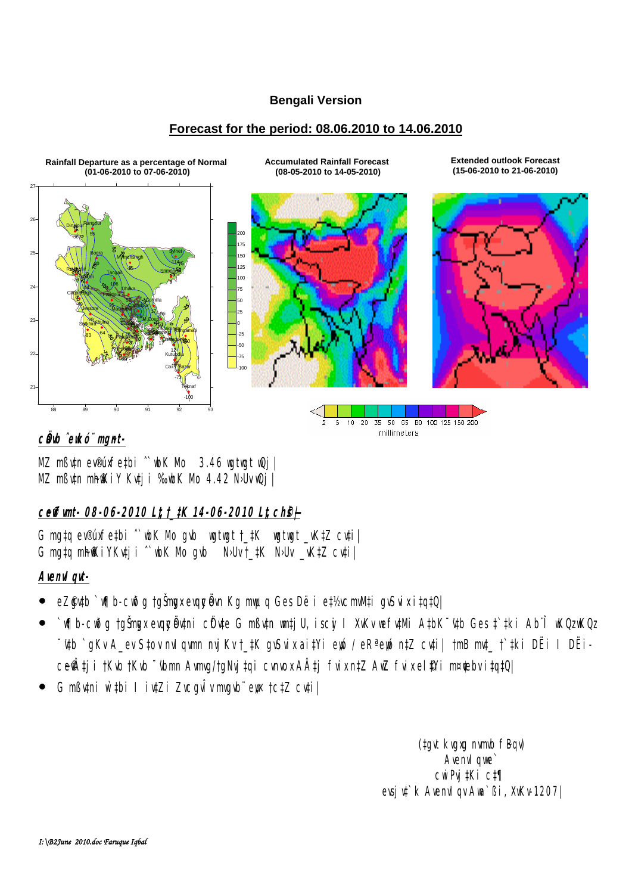**Bengali Version**

**Forecast for the period: 08.06.2010 to 14.06.2010**

**Rainfall Departure as a percentage of Normal (01-06-2010 to 07-06-2010)**

**Accumulated Rainfall Forecast (08-05-2010 to 14-05-2010)**

**Extended outlook Forecast (15-06-2010 to 21-06-2010)**

## ***cÖavb ˆewkó¨ mgyn-***

MZ mßv‡n ev®úxfe‡bi ˆ`wbK Mo  3.46 wgtwgt wQj|
MZ mßv‡n mh©wKiY Kv‡ji ‰`wbK Mo 4.42 N›Uv wQj|

## ***c~e©vfvm- 08-06-2010 Lªxt †_‡K 14-06-2010 Lªxt ch©š—***

G mg‡q ev®úxfe‡bi ˆ`wbK Mo gvb  wgtwgt †_‡K  wgtwgt _vK‡Z cv‡i|
G mg‡q mh©wKiYKv‡ji ˆ`wbK Mo gvb  N›Uv †_‡K N›Uv _vK‡Z cv‡i|

## ***AvenvIqv-***

- eZ©gv‡b `wÿb-cwðg †gŠmygx evqycÖevn Kg mwµq Ges Dë‡i e‡½vcmvM‡i gvSvix ai‡bi|
- `wÿb-cwðg †gŠmygx evqycÖev‡ni cÖfv‡e G mßv‡n ivRkvnx, iscyi I XvKv wefv‡Mi A‡bK ¯’v‡b Ges †`‡ki Ab¨Î wKQz wKQz ¯’v‡b `gKv A_ev S‡ov nvIqvmn nvj Kv †_‡K gvSvix ai‡Yi eyó / eRªeyó n‡Z cv‡i| †mB mv‡_ †`‡ki DËi I DËi-c~e©vÂ‡ji †Kvb †Kvb ¯’vbmn AvmvgI†gNvj‡qi cvnvox AÂ‡j fvix n‡Z AwZ fvix el©‡Yi m¤¢vebvi‡q‡Q|
- G mßv‡ni w`‡bi I iv‡Zi ZvcgvÎv mvgvb¨ e„w× †c‡Z cv‡i|

(‡gvt kvgxg nvmvb fBqv)
AvenvIqvwe`
cwiPvj‡Ki c‡¶
evsjv‡`k AvenvIqv Awa`ßi, XvKv-1207|

*I:\B2June 2010.doc Faruque Iqbal*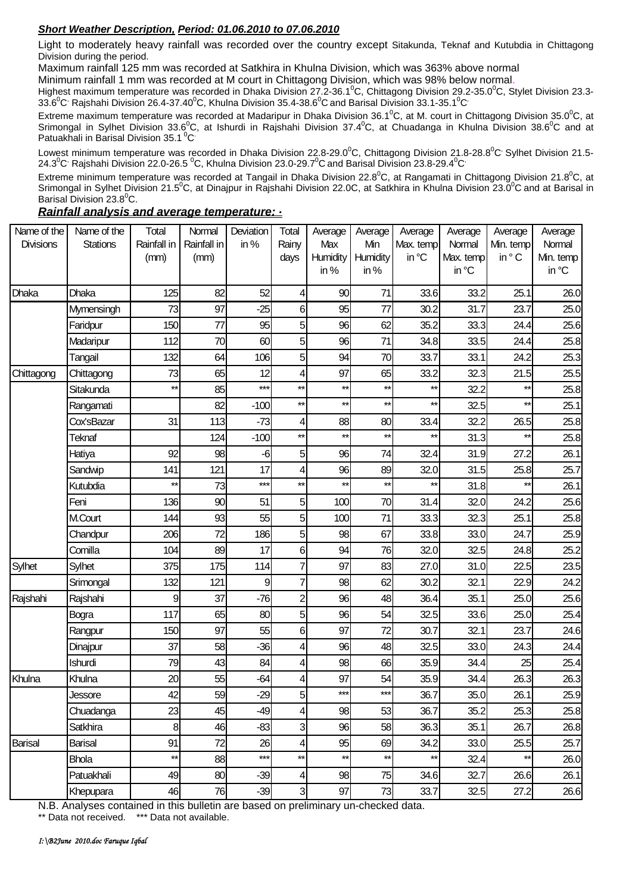***Short Weather Description, Period: 01.06.2010 to 07.06.2010***

Light to moderately heavy rainfall was recorded over the country except Sitakunda, Teknaf and Kutubdia in Chittagong Division during the period.

Maximum rainfall 125 mm was recorded at Satkhira in Khulna Division, which was 363% above normal

Minimum rainfall 1 mm was recorded at M court in Chittagong Division, which was 98% below normal.

Highest maximum temperature was recorded in Dhaka Division 27.2-36.1$^0$C, Chittagong Division 29.2-35.0$^0$C, Stylet Division 23.3-33.6$^0$C, Rajshahi Division 26.4-37.40$^0$C, Khulna Division 35.4-38.6$^0$C and Barisal Division 33.1-35.1$^0$C.

Extreme maximum temperature was recorded at Madaripur in Dhaka Division 36.1$^0$C, at M. court in Chittagong Division 35.0$^0$C, at Srimongal in Sylhet Division 33.6$^0$C, at Ishurdi in Rajshahi Division 37.4$^0$C, at Chuadanga in Khulna Division 38.6$^0$C and at Patuakhali in Barisal Division 35.1 $^0$C.

Lowest minimum temperature was recorded in Dhaka Division 22.8-29.0$^0$C, Chittagong Division 21.8-28.8$^0$C, Sylhet Division 21.5-24.3$^0$C, Rajshahi Division 22.0-26.5 $^0$C, Khulna Division 23.0-29.7$^0$C and Barisal Division 23.8-29.4$^0$C.

Extreme minimum temperature was recorded at Tangail in Dhaka Division 22.8$^0$C, at Rangamati in Chittagong Division 21.8$^0$C, at Srimongal in Sylhet Division 21.5$^0$C, at Dinajpur in Rajshahi Division 22.0C, at Satkhira in Khulna Division 23.0$^0$C and at Barisal in Barisal Division 23.8$^0$C.

***Rainfall analysis and average temperature: ·***

| Name of the Divisions | Name of the Stations | Total Rainfall in (mm) | Normal Rainfall in (mm) | Deviation in % | Total Rainy days | Average Max Humidity in % | Average Min Humidity in % | Average Max. temp in °C | Average Normal Max. temp in °C | Average Min. temp in ° C | Average Normal Min. temp in °C |
|---|---|---|---|---|---|---|---|---|---|---|---|
| Dhaka | Dhaka | 125 | 82 | 52 | 4 | 90 | 71 | 33.6 | 33.2 | 25.1 | 26.0 |
| | Mymensingh | 73 | 97 | -25 | 6 | 95 | 77 | 30.2 | 31.7 | 23.7 | 25.0 |
| | Faridpur | 150 | 77 | 95 | 5 | 96 | 62 | 35.2 | 33.3 | 24.4 | 25.6 |
| | Madaripur | 112 | 70 | 60 | 5 | 96 | 71 | 34.8 | 33.5 | 24.4 | 25.8 |
| | Tangail | 132 | 64 | 106 | 5 | 94 | 70 | 33.7 | 33.1 | 24.2 | 25.3 |
| Chittagong | Chittagong | 73 | 65 | 12 | 4 | 97 | 65 | 33.2 | 32.3 | 21.5 | 25.5 |
| | Sitakunda | ** | 85 | *** | ** | ** | ** | ** | 32.2 | ** | 25.8 |
| | Rangamati | | 82 | -100 | ** | ** | ** | ** | 32.5 | ** | 25.1 |
| | Cox'sBazar | 31 | 113 | -73 | 4 | 88 | 80 | 33.4 | 32.2 | 26.5 | 25.8 |
| | Teknaf | | 124 | -100 | ** | ** | ** | ** | 31.3 | ** | 25.8 |
| | Hatiya | 92 | 98 | -6 | 5 | 96 | 74 | 32.4 | 31.9 | 27.2 | 26.1 |
| | Sandwip | 141 | 121 | 17 | 4 | 96 | 89 | 32.0 | 31.5 | 25.8 | 25.7 |
| | Kutubdia | ** | 73 | *** | ** | ** | ** | ** | 31.8 | ** | 26.1 |
| | Feni | 136 | 90 | 51 | 5 | 100 | 70 | 31.4 | 32.0 | 24.2 | 25.6 |
| | M.Court | 144 | 93 | 55 | 5 | 100 | 71 | 33.3 | 32.3 | 25.1 | 25.8 |
| | Chandpur | 206 | 72 | 186 | 5 | 98 | 67 | 33.8 | 33.0 | 24.7 | 25.9 |
| | Comilla | 104 | 89 | 17 | 6 | 94 | 76 | 32.0 | 32.5 | 24.8 | 25.2 |
| Sylhet | Sylhet | 375 | 175 | 114 | 7 | 97 | 83 | 27.0 | 31.0 | 22.5 | 23.5 |
| | Srimongal | 132 | 121 | 9 | 7 | 98 | 62 | 30.2 | 32.1 | 22.9 | 24.2 |
| Rajshahi | Rajshahi | 9 | 37 | -76 | 2 | 96 | 48 | 36.4 | 35.1 | 25.0 | 25.6 |
| | Bogra | 117 | 65 | 80 | 5 | 96 | 54 | 32.5 | 33.6 | 25.0 | 25.4 |
| | Rangpur | 150 | 97 | 55 | 6 | 97 | 72 | 30.7 | 32.1 | 23.7 | 24.6 |
| | Dinajpur | 37 | 58 | -36 | 4 | 96 | 48 | 32.5 | 33.0 | 24.3 | 24.4 |
| | Ishurdi | 79 | 43 | 84 | 4 | 98 | 66 | 35.9 | 34.4 | 25 | 25.4 |
| Khulna | Khulna | 20 | 55 | -64 | 4 | 97 | 54 | 35.9 | 34.4 | 26.3 | 26.3 |
| | Jessore | 42 | 59 | -29 | 5 | *** | *** | 36.7 | 35.0 | 26.1 | 25.9 |
| | Chuadanga | 23 | 45 | -49 | 4 | 98 | 53 | 36.7 | 35.2 | 25.3 | 25.8 |
| | Satkhira | 8 | 46 | -83 | 3 | 96 | 58 | 36.3 | 35.1 | 26.7 | 26.8 |
| Barisal | Barisal | 91 | 72 | 26 | 4 | 95 | 69 | 34.2 | 33.0 | 25.5 | 25.7 |
| | Bhola | ** | 88 | *** | ** | ** | ** | ** | 32.4 | ** | 26.0 |
| | Patuakhali | 49 | 80 | -39 | 4 | 98 | 75 | 34.6 | 32.7 | 26.6 | 26.1 |
| | Khepupara | 46 | 76 | -39 | 3 | 97 | 73 | 33.7 | 32.5 | 27.2 | 26.6 |

N.B. Analyses contained in this bulletin are based on preliminary un-checked data.

** Data not received. *** Data not available.

*I:\B2June 2010.doc Faruque Iqbal*